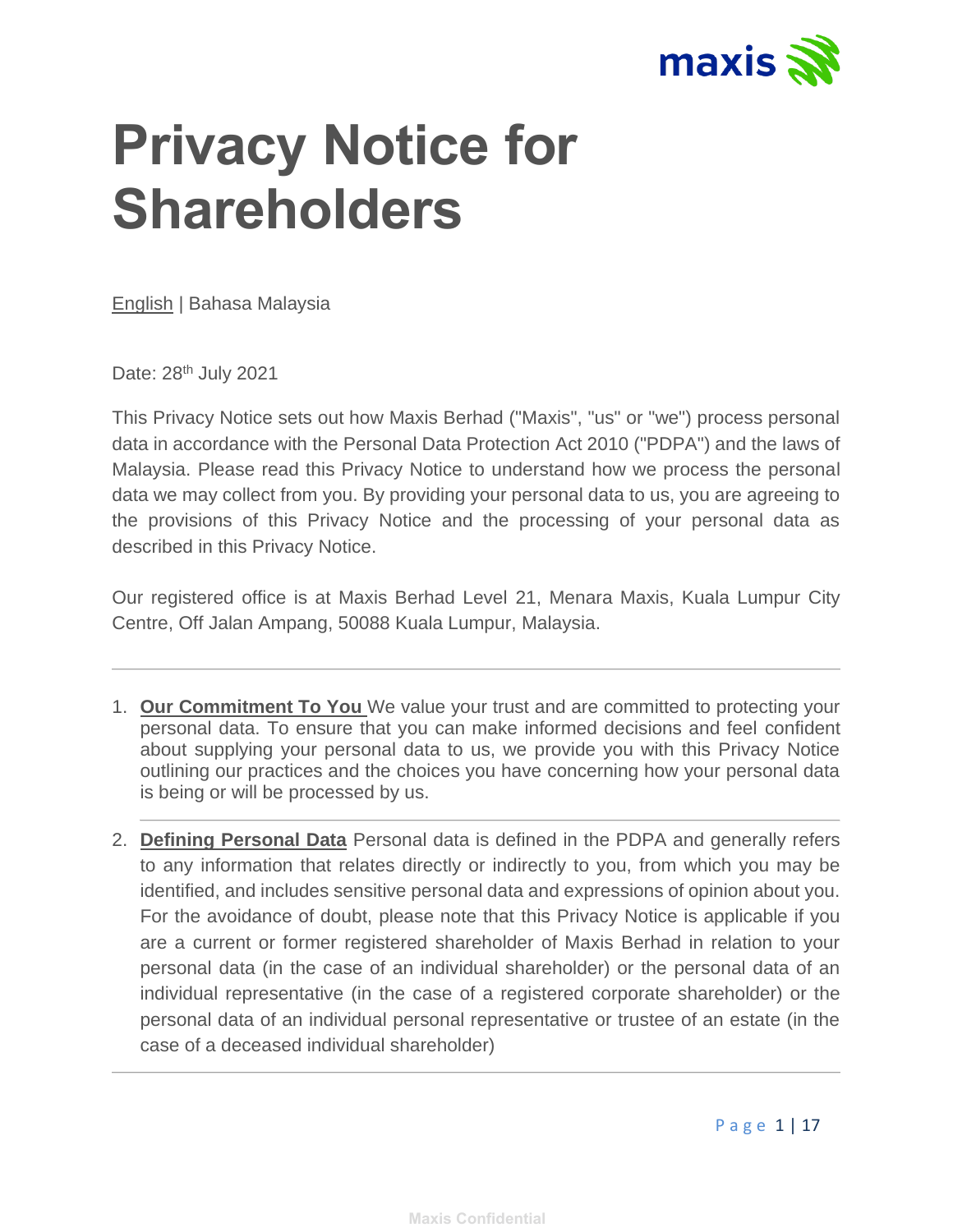# Privacy Notice for Shareholders

English | Bahasa Malaysia

Date: 28th July 2021

This Privacy Notice sets out how Maxis Berhad ("Maxis", "us" or "we") process personal data in accordance with the Personal Data Protection Act 2010 ("PDPA") and the laws of Malaysia. Please read this Privacy Notice to understand how we process the personal data we may collect from you. By providing your personal data to us, you are agreeing to the provisions of this Privacy Notice and the processing of your personal data as described in this Privacy Notice.

Our registered office is at Maxis Berhad Level 21, Menara Maxis, Kuala Lumpur City Centre, Off Jalan Ampang, 50088 Kuala Lumpur, Malaysia.

---

1. **Our Commitment To You** We value your trust and are committed to protecting your personal data. To ensure that you can make informed decisions and feel confident about supplying your personal data to us, we provide you with this Privacy Notice outlining our practices and the choices you have concerning how your personal data is being or will be processed by us.

2. **Defining Personal Data** Personal data is defined in the PDPA and generally refers to any information that relates directly or indirectly to you, from which you may be identified, and includes sensitive personal data and expressions of opinion about you. For the avoidance of doubt, please note that this Privacy Notice is applicable if you are a current or former registered shareholder of Maxis Berhad in relation to your personal data (in the case of an individual shareholder) or the personal data of an individual representative (in the case of a registered corporate shareholder) or the personal data of an individual personal representative or trustee of an estate (in the case of a deceased individual shareholder)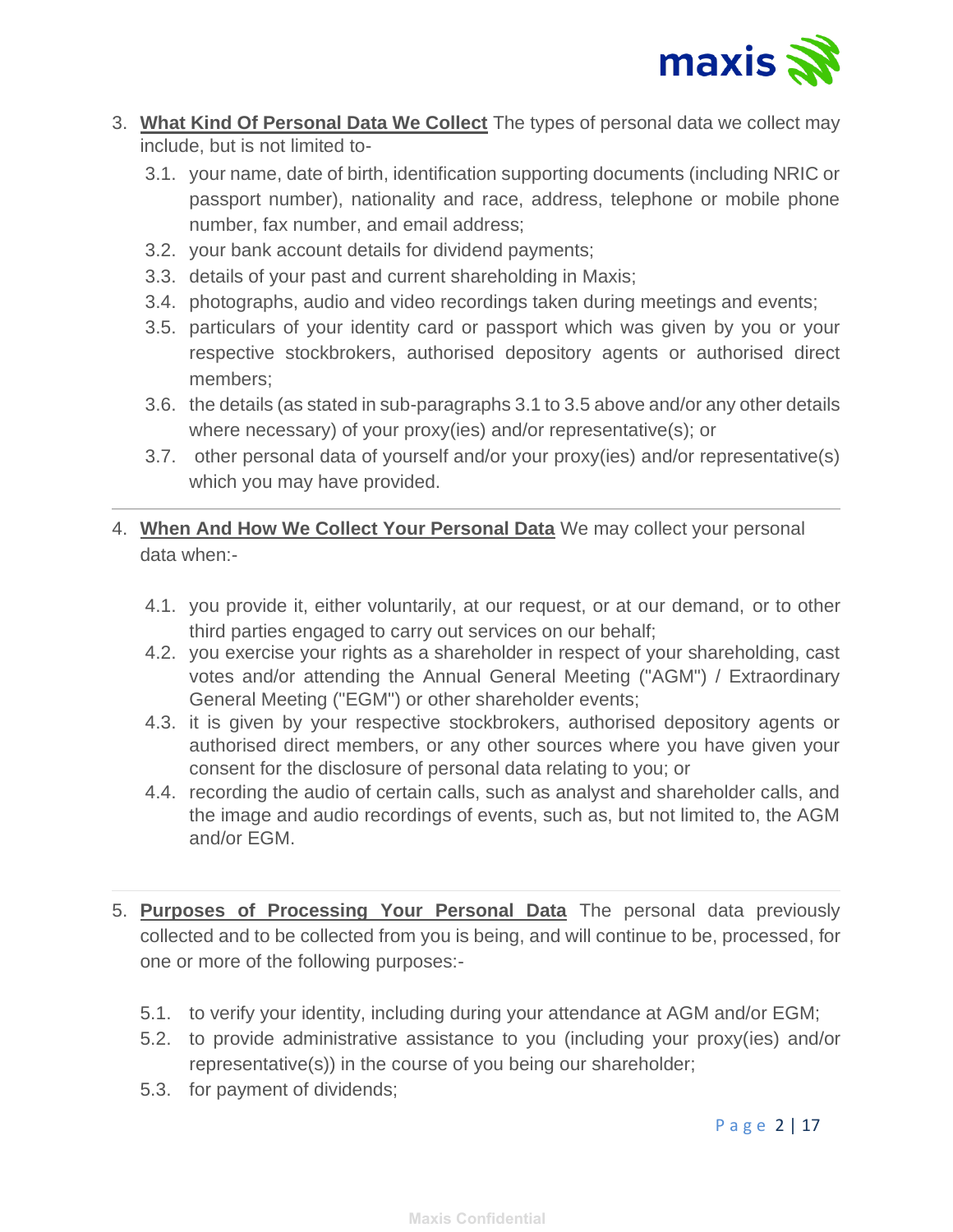3. **What Kind Of Personal Data We Collect** The types of personal data we collect may include, but is not limited to-
   3.1. your name, date of birth, identification supporting documents (including NRIC or passport number), nationality and race, address, telephone or mobile phone number, fax number, and email address;
   3.2. your bank account details for dividend payments;
   3.3. details of your past and current shareholding in Maxis;
   3.4. photographs, audio and video recordings taken during meetings and events;
   3.5. particulars of your identity card or passport which was given by you or your respective stockbrokers, authorised depository agents or authorised direct members;
   3.6. the details (as stated in sub-paragraphs 3.1 to 3.5 above and/or any other details where necessary) of your proxy(ies) and/or representative(s); or
   3.7. other personal data of yourself and/or your proxy(ies) and/or representative(s) which you may have provided.

---

4. **When And How We Collect Your Personal Data** We may collect your personal data when:-
   4.1. you provide it, either voluntarily, at our request, or at our demand, or to other third parties engaged to carry out services on our behalf;
   4.2. you exercise your rights as a shareholder in respect of your shareholding, cast votes and/or attending the Annual General Meeting ("AGM") / Extraordinary General Meeting ("EGM") or other shareholder events;
   4.3. it is given by your respective stockbrokers, authorised depository agents or authorised direct members, or any other sources where you have given your consent for the disclosure of personal data relating to you; or
   4.4. recording the audio of certain calls, such as analyst and shareholder calls, and the image and audio recordings of events, such as, but not limited to, the AGM and/or EGM.

---

5. **Purposes of Processing Your Personal Data** The personal data previously collected and to be collected from you is being, and will continue to be, processed, for one or more of the following purposes:-
   5.1. to verify your identity, including during your attendance at AGM and/or EGM;
   5.2. to provide administrative assistance to you (including your proxy(ies) and/or representative(s)) in the course of you being our shareholder;
   5.3. for payment of dividends;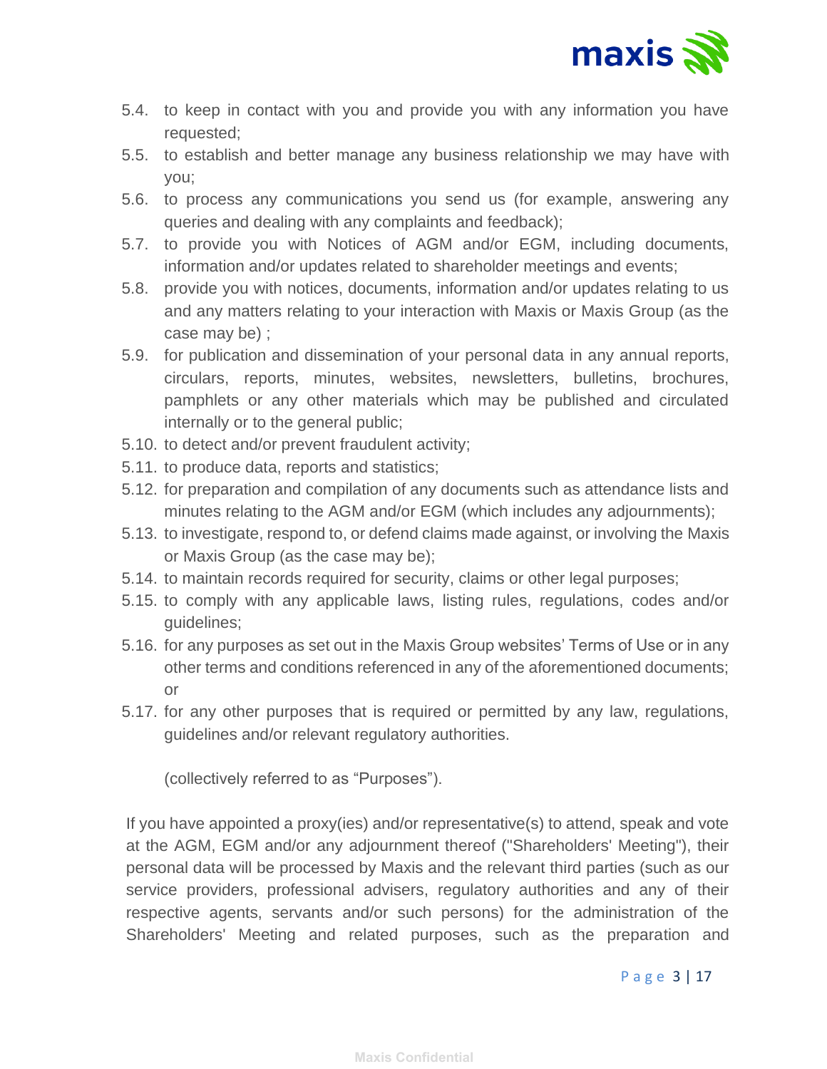5.4. to keep in contact with you and provide you with any information you have requested;

5.5. to establish and better manage any business relationship we may have with you;

5.6. to process any communications you send us (for example, answering any queries and dealing with any complaints and feedback);

5.7. to provide you with Notices of AGM and/or EGM, including documents, information and/or updates related to shareholder meetings and events;

5.8. provide you with notices, documents, information and/or updates relating to us and any matters relating to your interaction with Maxis or Maxis Group (as the case may be) ;

5.9. for publication and dissemination of your personal data in any annual reports, circulars, reports, minutes, websites, newsletters, bulletins, brochures, pamphlets or any other materials which may be published and circulated internally or to the general public;

5.10. to detect and/or prevent fraudulent activity;

5.11. to produce data, reports and statistics;

5.12. for preparation and compilation of any documents such as attendance lists and minutes relating to the AGM and/or EGM (which includes any adjournments);

5.13. to investigate, respond to, or defend claims made against, or involving the Maxis or Maxis Group (as the case may be);

5.14. to maintain records required for security, claims or other legal purposes;

5.15. to comply with any applicable laws, listing rules, regulations, codes and/or guidelines;

5.16. for any purposes as set out in the Maxis Group websites' Terms of Use or in any other terms and conditions referenced in any of the aforementioned documents; or

5.17. for any other purposes that is required or permitted by any law, regulations, guidelines and/or relevant regulatory authorities.

(collectively referred to as "Purposes").

If you have appointed a proxy(ies) and/or representative(s) to attend, speak and vote at the AGM, EGM and/or any adjournment thereof ("Shareholders' Meeting"), their personal data will be processed by Maxis and the relevant third parties (such as our service providers, professional advisers, regulatory authorities and any of their respective agents, servants and/or such persons) for the administration of the Shareholders' Meeting and related purposes, such as the preparation and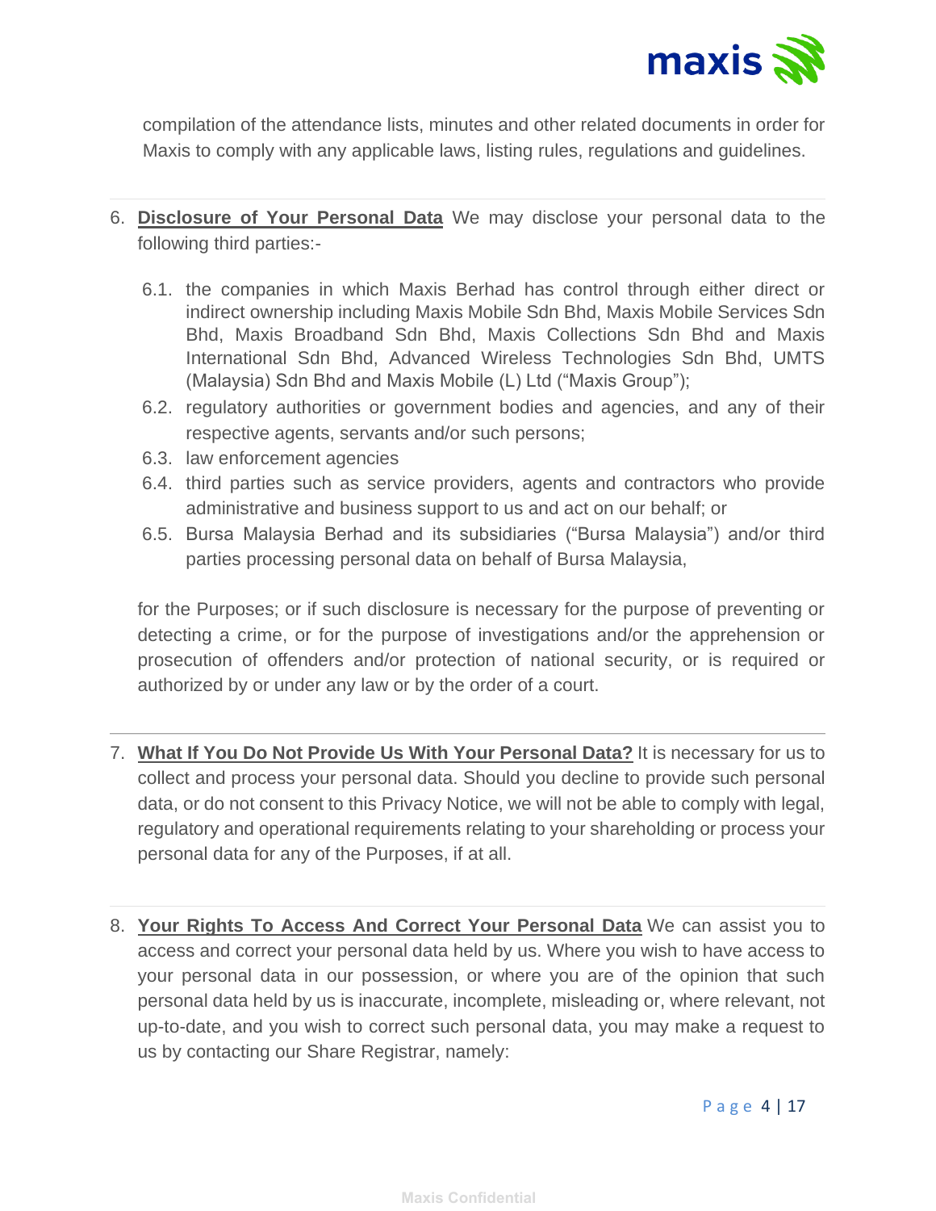compilation of the attendance lists, minutes and other related documents in order for Maxis to comply with any applicable laws, listing rules, regulations and guidelines.

---

6. **Disclosure of Your Personal Data** We may disclose your personal data to the following third parties:-

   6.1. the companies in which Maxis Berhad has control through either direct or indirect ownership including Maxis Mobile Sdn Bhd, Maxis Mobile Services Sdn Bhd, Maxis Broadband Sdn Bhd, Maxis Collections Sdn Bhd and Maxis International Sdn Bhd, Advanced Wireless Technologies Sdn Bhd, UMTS (Malaysia) Sdn Bhd and Maxis Mobile (L) Ltd ("Maxis Group");

   6.2. regulatory authorities or government bodies and agencies, and any of their respective agents, servants and/or such persons;

   6.3. law enforcement agencies

   6.4. third parties such as service providers, agents and contractors who provide administrative and business support to us and act on our behalf; or

   6.5. Bursa Malaysia Berhad and its subsidiaries ("Bursa Malaysia") and/or third parties processing personal data on behalf of Bursa Malaysia,

   for the Purposes; or if such disclosure is necessary for the purpose of preventing or detecting a crime, or for the purpose of investigations and/or the apprehension or prosecution of offenders and/or protection of national security, or is required or authorized by or under any law or by the order of a court.

---

7. **What If You Do Not Provide Us With Your Personal Data?** It is necessary for us to collect and process your personal data. Should you decline to provide such personal data, or do not consent to this Privacy Notice, we will not be able to comply with legal, regulatory and operational requirements relating to your shareholding or process your personal data for any of the Purposes, if at all.

---

8. **Your Rights To Access And Correct Your Personal Data** We can assist you to access and correct your personal data held by us. Where you wish to have access to your personal data in our possession, or where you are of the opinion that such personal data held by us is inaccurate, incomplete, misleading or, where relevant, not up-to-date, and you wish to correct such personal data, you may make a request to us by contacting our Share Registrar, namely: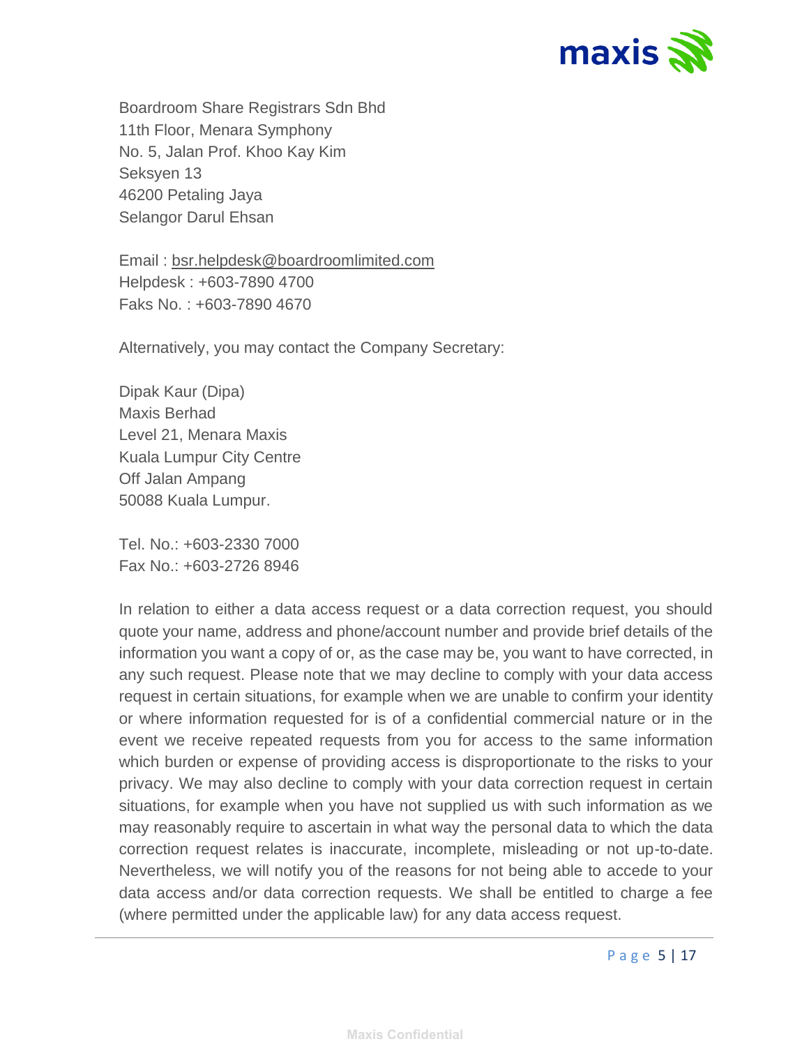Boardroom Share Registrars Sdn Bhd
11th Floor, Menara Symphony
No. 5, Jalan Prof. Khoo Kay Kim
Seksyen 13
46200 Petaling Jaya
Selangor Darul Ehsan

Email : bsr.helpdesk@boardroomlimited.com
Helpdesk : +603-7890 4700
Faks No. : +603-7890 4670

Alternatively, you may contact the Company Secretary:

Dipak Kaur (Dipa)
Maxis Berhad
Level 21, Menara Maxis
Kuala Lumpur City Centre
Off Jalan Ampang
50088 Kuala Lumpur.

Tel. No.: +603-2330 7000
Fax No.: +603-2726 8946

In relation to either a data access request or a data correction request, you should quote your name, address and phone/account number and provide brief details of the information you want a copy of or, as the case may be, you want to have corrected, in any such request. Please note that we may decline to comply with your data access request in certain situations, for example when we are unable to confirm your identity or where information requested for is of a confidential commercial nature or in the event we receive repeated requests from you for access to the same information which burden or expense of providing access is disproportionate to the risks to your privacy. We may also decline to comply with your data correction request in certain situations, for example when you have not supplied us with such information as we may reasonably require to ascertain in what way the personal data to which the data correction request relates is inaccurate, incomplete, misleading or not up-to-date. Nevertheless, we will notify you of the reasons for not being able to accede to your data access and/or data correction requests. We shall be entitled to charge a fee (where permitted under the applicable law) for any data access request.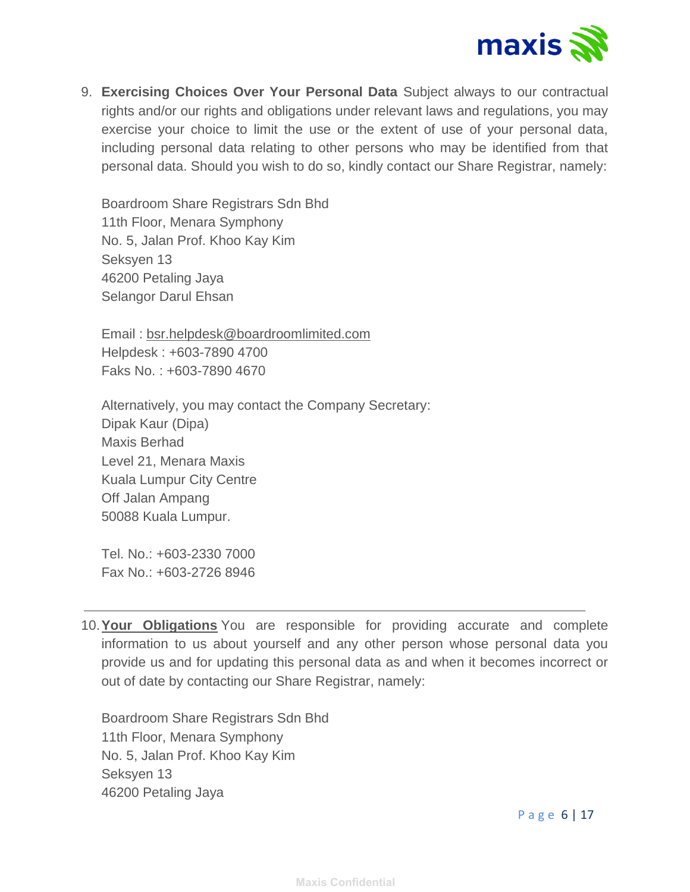9. **Exercising Choices Over Your Personal Data** Subject always to our contractual rights and/or our rights and obligations under relevant laws and regulations, you may exercise your choice to limit the use or the extent of use of your personal data, including personal data relating to other persons who may be identified from that personal data. Should you wish to do so, kindly contact our Share Registrar, namely:

   Boardroom Share Registrars Sdn Bhd
   11th Floor, Menara Symphony
   No. 5, Jalan Prof. Khoo Kay Kim
   Seksyen 13
   46200 Petaling Jaya
   Selangor Darul Ehsan

   Email : bsr.helpdesk@boardroomlimited.com
   Helpdesk : +603-7890 4700
   Faks No. : +603-7890 4670

   Alternatively, you may contact the Company Secretary:
   Dipak Kaur (Dipa)
   Maxis Berhad
   Level 21, Menara Maxis
   Kuala Lumpur City Centre
   Off Jalan Ampang
   50088 Kuala Lumpur.

   Tel. No.: +603-2330 7000
   Fax No.: +603-2726 8946

---

10. **Your Obligations** You are responsible for providing accurate and complete information to us about yourself and any other person whose personal data you provide us and for updating this personal data as and when it becomes incorrect or out of date by contacting our Share Registrar, namely:

    Boardroom Share Registrars Sdn Bhd
    11th Floor, Menara Symphony
    No. 5, Jalan Prof. Khoo Kay Kim
    Seksyen 13
    46200 Petaling Jaya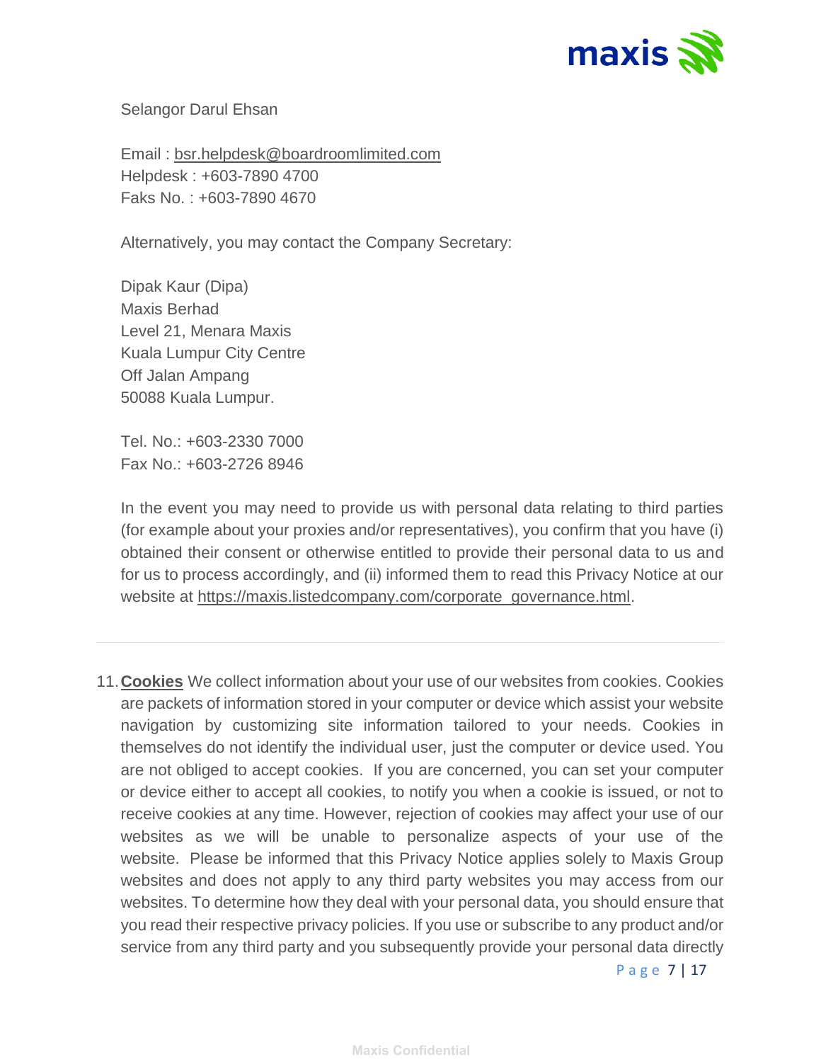Selangor Darul Ehsan

Email : bsr.helpdesk@boardroomlimited.com
Helpdesk : +603-7890 4700
Faks No. : +603-7890 4670

Alternatively, you may contact the Company Secretary:

Dipak Kaur (Dipa)
Maxis Berhad
Level 21, Menara Maxis
Kuala Lumpur City Centre
Off Jalan Ampang
50088 Kuala Lumpur.

Tel. No.: +603-2330 7000
Fax No.: +603-2726 8946

In the event you may need to provide us with personal data relating to third parties (for example about your proxies and/or representatives), you confirm that you have (i) obtained their consent or otherwise entitled to provide their personal data to us and for us to process accordingly, and (ii) informed them to read this Privacy Notice at our website at https://maxis.listedcompany.com/corporate_governance.html.

---

11. **Cookies** We collect information about your use of our websites from cookies. Cookies are packets of information stored in your computer or device which assist your website navigation by customizing site information tailored to your needs. Cookies in themselves do not identify the individual user, just the computer or device used. You are not obliged to accept cookies. If you are concerned, you can set your computer or device either to accept all cookies, to notify you when a cookie is issued, or not to receive cookies at any time. However, rejection of cookies may affect your use of our websites as we will be unable to personalize aspects of your use of the website. Please be informed that this Privacy Notice applies solely to Maxis Group websites and does not apply to any third party websites you may access from our websites. To determine how they deal with your personal data, you should ensure that you read their respective privacy policies. If you use or subscribe to any product and/or service from any third party and you subsequently provide your personal data directly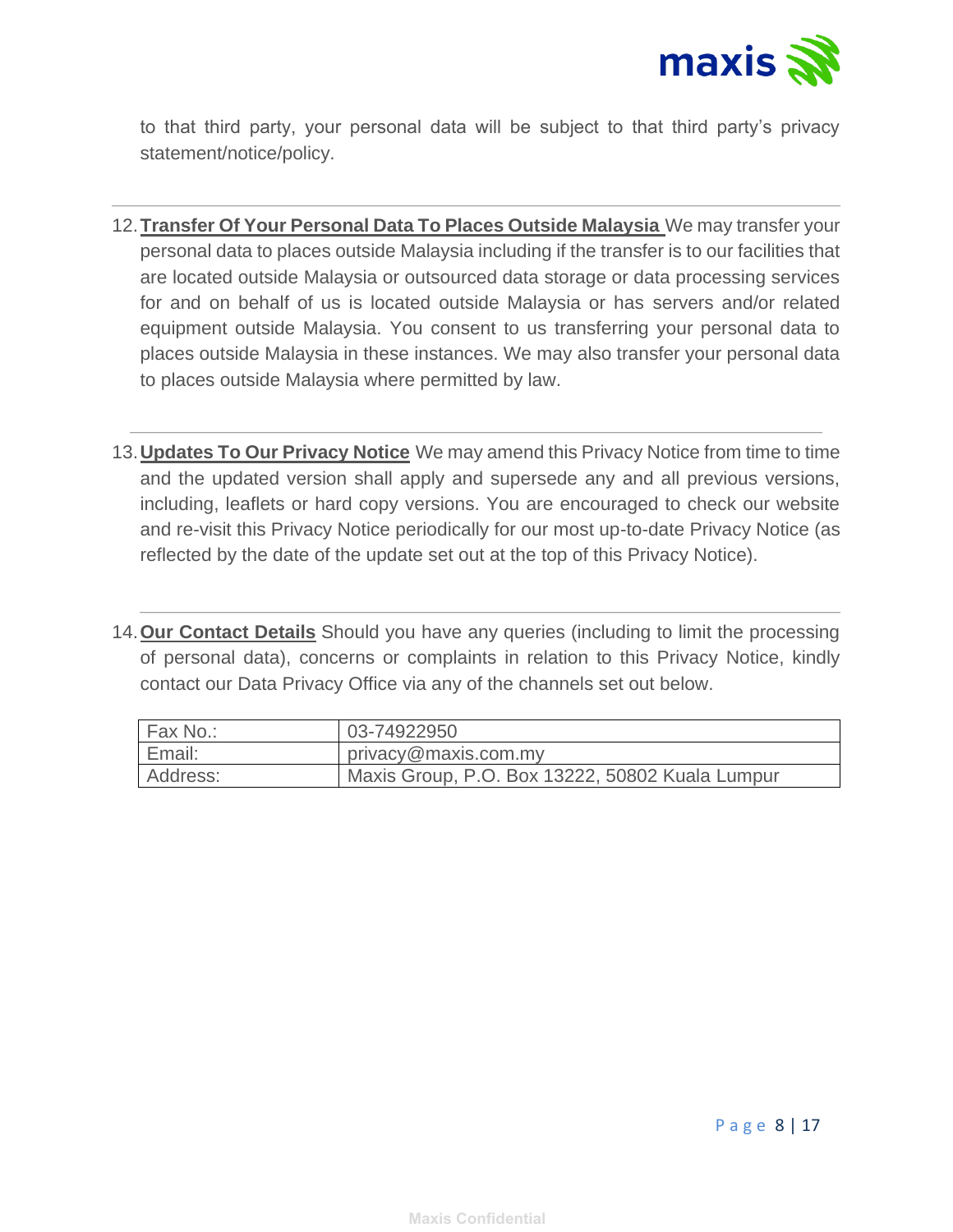to that third party, your personal data will be subject to that third party's privacy statement/notice/policy.

---

12. **Transfer Of Your Personal Data To Places Outside Malaysia** We may transfer your personal data to places outside Malaysia including if the transfer is to our facilities that are located outside Malaysia or outsourced data storage or data processing services for and on behalf of us is located outside Malaysia or has servers and/or related equipment outside Malaysia. You consent to us transferring your personal data to places outside Malaysia in these instances. We may also transfer your personal data to places outside Malaysia where permitted by law.

---

13. **Updates To Our Privacy Notice** We may amend this Privacy Notice from time to time and the updated version shall apply and supersede any and all previous versions, including, leaflets or hard copy versions. You are encouraged to check our website and re-visit this Privacy Notice periodically for our most up-to-date Privacy Notice (as reflected by the date of the update set out at the top of this Privacy Notice).

---

14. **Our Contact Details** Should you have any queries (including to limit the processing of personal data), concerns or complaints in relation to this Privacy Notice, kindly contact our Data Privacy Office via any of the channels set out below.

| | |
|---|---|
| Fax No.: | 03-74922950 |
| Email: | privacy@maxis.com.my |
| Address: | Maxis Group, P.O. Box 13222, 50802 Kuala Lumpur |

Maxis Confidential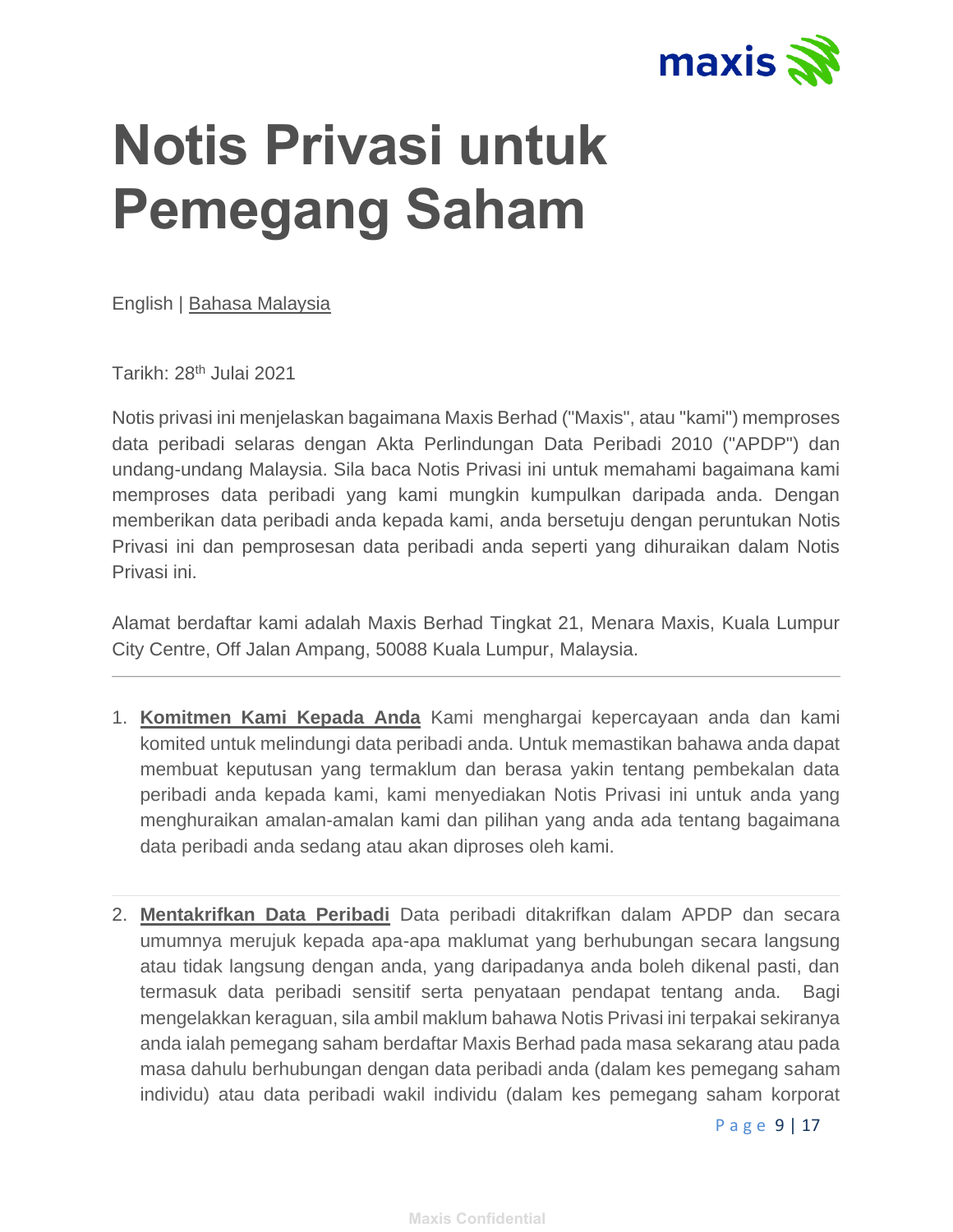# Notis Privasi untuk Pemegang Saham

English | Bahasa Malaysia

Tarikh: 28th Julai 2021

Notis privasi ini menjelaskan bagaimana Maxis Berhad ("Maxis", atau "kami") memproses data peribadi selaras dengan Akta Perlindungan Data Peribadi 2010 ("APDP") dan undang-undang Malaysia. Sila baca Notis Privasi ini untuk memahami bagaimana kami memproses data peribadi yang kami mungkin kumpulkan daripada anda. Dengan memberikan data peribadi anda kepada kami, anda bersetuju dengan peruntukan Notis Privasi ini dan pemprosesan data peribadi anda seperti yang dihuraikan dalam Notis Privasi ini.

Alamat berdaftar kami adalah Maxis Berhad Tingkat 21, Menara Maxis, Kuala Lumpur City Centre, Off Jalan Ampang, 50088 Kuala Lumpur, Malaysia.

---

1. **Komitmen Kami Kepada Anda** Kami menghargai kepercayaan anda dan kami komited untuk melindungi data peribadi anda. Untuk memastikan bahawa anda dapat membuat keputusan yang termaklum dan berasa yakin tentang pembekalan data peribadi anda kepada kami, kami menyediakan Notis Privasi ini untuk anda yang menghuraikan amalan-amalan kami dan pilihan yang anda ada tentang bagaimana data peribadi anda sedang atau akan diproses oleh kami.

2. **Mentakrifkan Data Peribadi** Data peribadi ditakrifkan dalam APDP dan secara umumnya merujuk kepada apa-apa maklumat yang berhubungan secara langsung atau tidak langsung dengan anda, yang daripadanya anda boleh dikenal pasti, dan termasuk data peribadi sensitif serta penyataan pendapat tentang anda. Bagi mengelakkan keraguan, sila ambil maklum bahawa Notis Privasi ini terpakai sekiranya anda ialah pemegang saham berdaftar Maxis Berhad pada masa sekarang atau pada masa dahulu berhubungan dengan data peribadi anda (dalam kes pemegang saham individu) atau data peribadi wakil individu (dalam kes pemegang saham korporat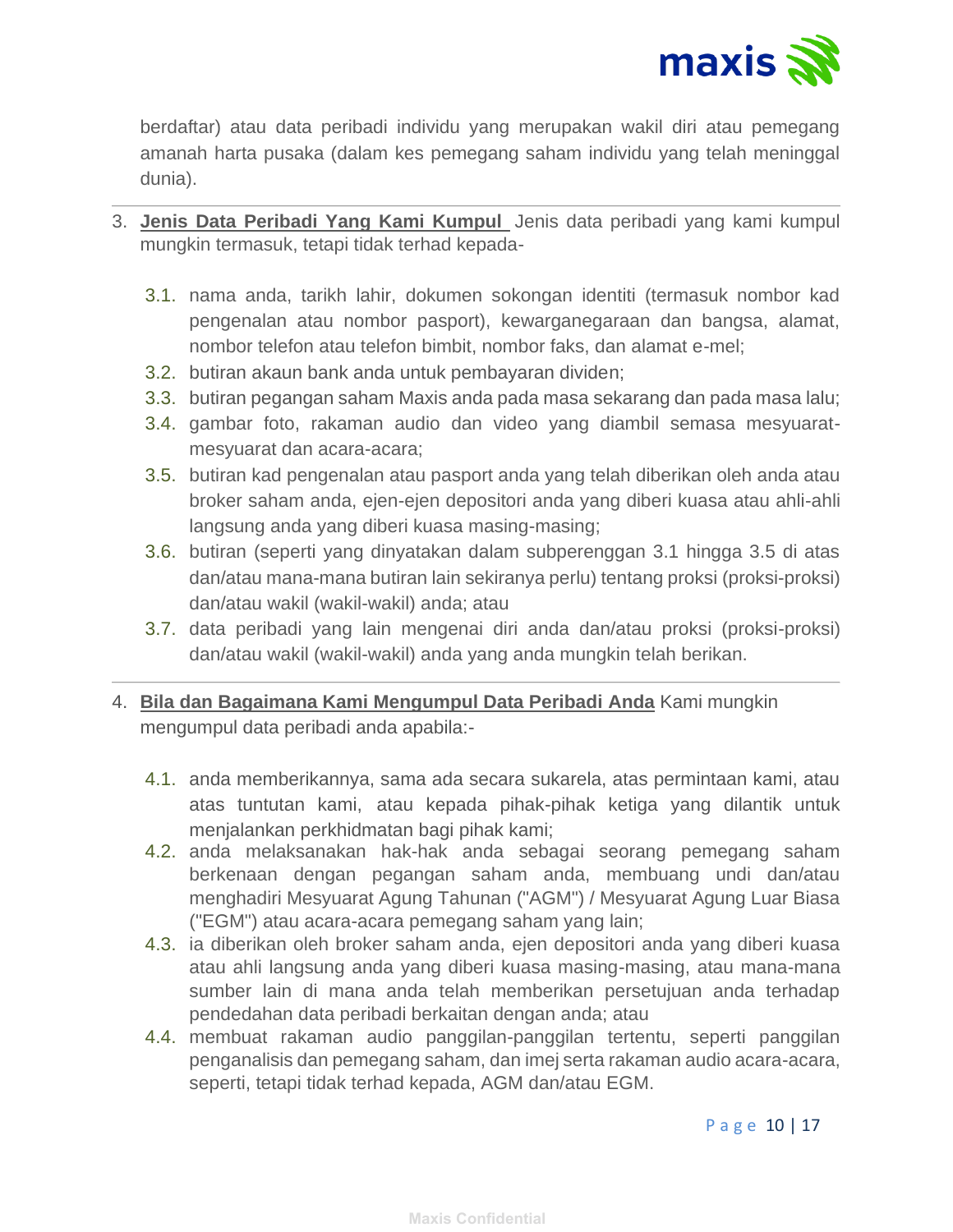berdaftar) atau data peribadi individu yang merupakan wakil diri atau pemegang amanah harta pusaka (dalam kes pemegang saham individu yang telah meninggal dunia).

---

3. **Jenis Data Peribadi Yang Kami Kumpul** Jenis data peribadi yang kami kumpul mungkin termasuk, tetapi tidak terhad kepada-

   3.1. nama anda, tarikh lahir, dokumen sokongan identiti (termasuk nombor kad pengenalan atau nombor pasport), kewarganegaraan dan bangsa, alamat, nombor telefon atau telefon bimbit, nombor faks, dan alamat e-mel;

   3.2. butiran akaun bank anda untuk pembayaran dividen;

   3.3. butiran pegangan saham Maxis anda pada masa sekarang dan pada masa lalu;

   3.4. gambar foto, rakaman audio dan video yang diambil semasa mesyuarat-mesyuarat dan acara-acara;

   3.5. butiran kad pengenalan atau pasport anda yang telah diberikan oleh anda atau broker saham anda, ejen-ejen depositori anda yang diberi kuasa atau ahli-ahli langsung anda yang diberi kuasa masing-masing;

   3.6. butiran (seperti yang dinyatakan dalam subperenggan 3.1 hingga 3.5 di atas dan/atau mana-mana butiran lain sekiranya perlu) tentang proksi (proksi-proksi) dan/atau wakil (wakil-wakil) anda; atau

   3.7. data peribadi yang lain mengenai diri anda dan/atau proksi (proksi-proksi) dan/atau wakil (wakil-wakil) anda yang anda mungkin telah berikan.

---

4. **Bila dan Bagaimana Kami Mengumpul Data Peribadi Anda** Kami mungkin mengumpul data peribadi anda apabila:-

   4.1. anda memberikannya, sama ada secara sukarela, atas permintaan kami, atau atas tuntutan kami, atau kepada pihak-pihak ketiga yang dilantik untuk menjalankan perkhidmatan bagi pihak kami;

   4.2. anda melaksanakan hak-hak anda sebagai seorang pemegang saham berkenaan dengan pegangan saham anda, membuang undi dan/atau menghadiri Mesyuarat Agung Tahunan ("AGM") / Mesyuarat Agung Luar Biasa ("EGM") atau acara-acara pemegang saham yang lain;

   4.3. ia diberikan oleh broker saham anda, ejen depositori anda yang diberi kuasa atau ahli langsung anda yang diberi kuasa masing-masing, atau mana-mana sumber lain di mana anda telah memberikan persetujuan anda terhadap pendedahan data peribadi berkaitan dengan anda; atau

   4.4. membuat rakaman audio panggilan-panggilan tertentu, seperti panggilan penganalisis dan pemegang saham, dan imej serta rakaman audio acara-acara, seperti, tetapi tidak terhad kepada, AGM dan/atau EGM.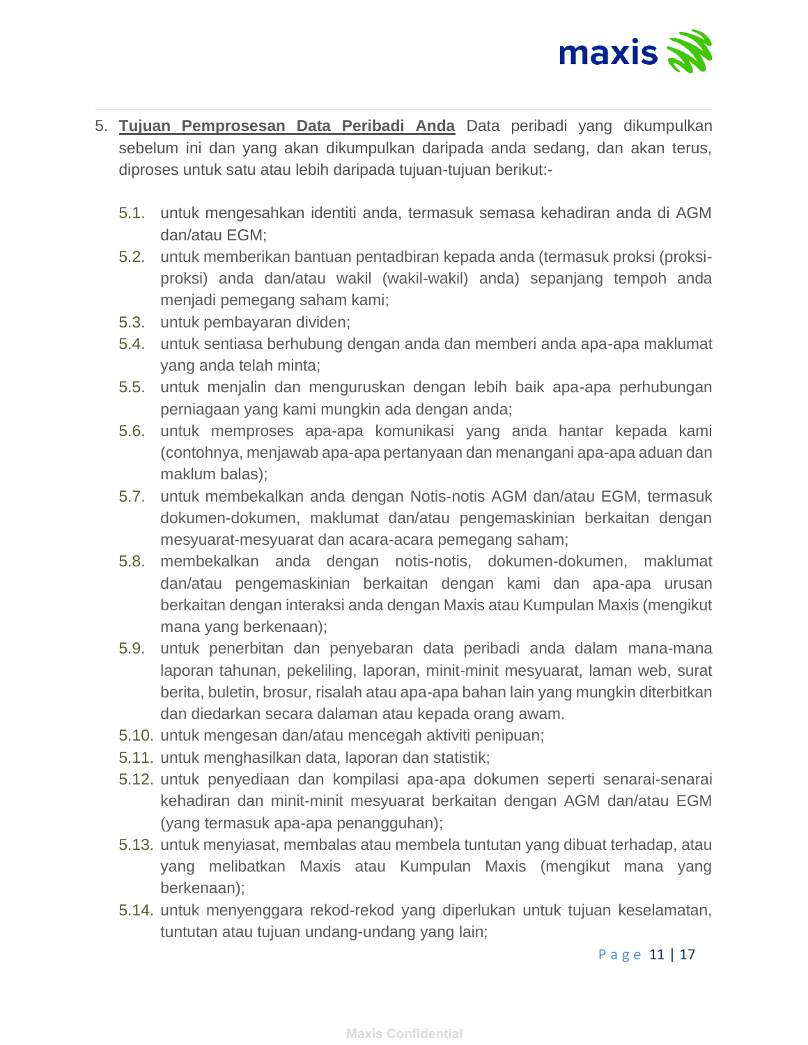5. **Tujuan Pemprosesan Data Peribadi Anda** Data peribadi yang dikumpulkan sebelum ini dan yang akan dikumpulkan daripada anda sedang, dan akan terus, diproses untuk satu atau lebih daripada tujuan-tujuan berikut:-

   5.1. untuk mengesahkan identiti anda, termasuk semasa kehadiran anda di AGM dan/atau EGM;

   5.2. untuk memberikan bantuan pentadbiran kepada anda (termasuk proksi (proksi-proksi) anda dan/atau wakil (wakil-wakil) anda) sepanjang tempoh anda menjadi pemegang saham kami;

   5.3. untuk pembayaran dividen;

   5.4. untuk sentiasa berhubung dengan anda dan memberi anda apa-apa maklumat yang anda telah minta;

   5.5. untuk menjalin dan menguruskan dengan lebih baik apa-apa perhubungan perniagaan yang kami mungkin ada dengan anda;

   5.6. untuk memproses apa-apa komunikasi yang anda hantar kepada kami (contohnya, menjawab apa-apa pertanyaan dan menangani apa-apa aduan dan maklum balas);

   5.7. untuk membekalkan anda dengan Notis-notis AGM dan/atau EGM, termasuk dokumen-dokumen, maklumat dan/atau pengemaskinian berkaitan dengan mesyuarat-mesyuarat dan acara-acara pemegang saham;

   5.8. membekalkan anda dengan notis-notis, dokumen-dokumen, maklumat dan/atau pengemaskinian berkaitan dengan kami dan apa-apa urusan berkaitan dengan interaksi anda dengan Maxis atau Kumpulan Maxis (mengikut mana yang berkenaan);

   5.9. untuk penerbitan dan penyebaran data peribadi anda dalam mana-mana laporan tahunan, pekeliling, laporan, minit-minit mesyuarat, laman web, surat berita, buletin, brosur, risalah atau apa-apa bahan lain yang mungkin diterbitkan dan diedarkan secara dalaman atau kepada orang awam.

   5.10. untuk mengesan dan/atau mencegah aktiviti penipuan;

   5.11. untuk menghasilkan data, laporan dan statistik;

   5.12. untuk penyediaan dan kompilasi apa-apa dokumen seperti senarai-senarai kehadiran dan minit-minit mesyuarat berkaitan dengan AGM dan/atau EGM (yang termasuk apa-apa penangguhan);

   5.13. untuk menyiasat, membalas atau membela tuntutan yang dibuat terhadap, atau yang melibatkan Maxis atau Kumpulan Maxis (mengikut mana yang berkenaan);

   5.14. untuk menyenggara rekod-rekod yang diperlukan untuk tujuan keselamatan, tuntutan atau tujuan undang-undang yang lain;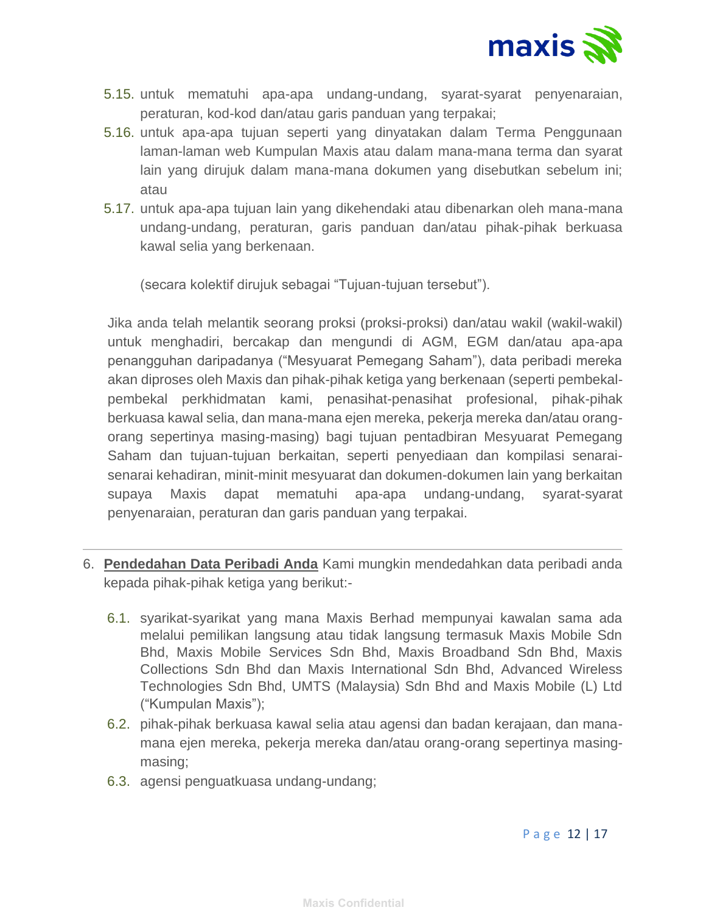5.15. untuk mematuhi apa-apa undang-undang, syarat-syarat penyenaraian, peraturan, kod-kod dan/atau garis panduan yang terpakai;

5.16. untuk apa-apa tujuan seperti yang dinyatakan dalam Terma Penggunaan laman-laman web Kumpulan Maxis atau dalam mana-mana terma dan syarat lain yang dirujuk dalam mana-mana dokumen yang disebutkan sebelum ini; atau

5.17. untuk apa-apa tujuan lain yang dikehendaki atau dibenarkan oleh mana-mana undang-undang, peraturan, garis panduan dan/atau pihak-pihak berkuasa kawal selia yang berkenaan.

(secara kolektif dirujuk sebagai "Tujuan-tujuan tersebut").

Jika anda telah melantik seorang proksi (proksi-proksi) dan/atau wakil (wakil-wakil) untuk menghadiri, bercakap dan mengundi di AGM, EGM dan/atau apa-apa penangguhan daripadanya ("Mesyuarat Pemegang Saham"), data peribadi mereka akan diproses oleh Maxis dan pihak-pihak ketiga yang berkenaan (seperti pembekal-pembekal perkhidmatan kami, penasihat-penasihat profesional, pihak-pihak berkuasa kawal selia, dan mana-mana ejen mereka, pekerja mereka dan/atau orang-orang sepertinya masing-masing) bagi tujuan pentadbiran Mesyuarat Pemegang Saham dan tujuan-tujuan berkaitan, seperti penyediaan dan kompilasi senarai-senarai kehadiran, minit-minit mesyuarat dan dokumen-dokumen lain yang berkaitan supaya Maxis dapat mematuhi apa-apa undang-undang, syarat-syarat penyenaraian, peraturan dan garis panduan yang terpakai.

---

6. **Pendedahan Data Peribadi Anda** Kami mungkin mendedahkan data peribadi anda kepada pihak-pihak ketiga yang berikut:-

6.1. syarikat-syarikat yang mana Maxis Berhad mempunyai kawalan sama ada melalui pemilikan langsung atau tidak langsung termasuk Maxis Mobile Sdn Bhd, Maxis Mobile Services Sdn Bhd, Maxis Broadband Sdn Bhd, Maxis Collections Sdn Bhd dan Maxis International Sdn Bhd, Advanced Wireless Technologies Sdn Bhd, UMTS (Malaysia) Sdn Bhd and Maxis Mobile (L) Ltd ("Kumpulan Maxis");

6.2. pihak-pihak berkuasa kawal selia atau agensi dan badan kerajaan, dan mana-mana ejen mereka, pekerja mereka dan/atau orang-orang sepertinya masing-masing;

6.3. agensi penguatkuasa undang-undang;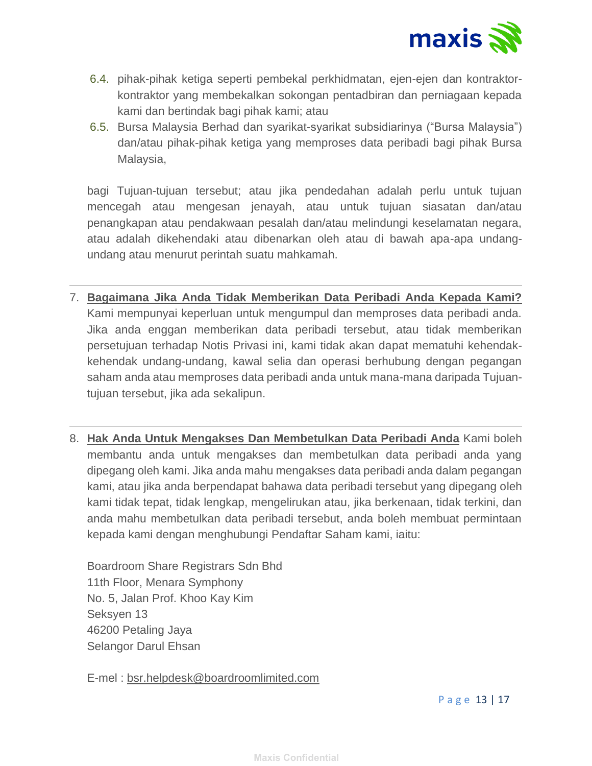6.4. pihak-pihak ketiga seperti pembekal perkhidmatan, ejen-ejen dan kontraktor-kontraktor yang membekalkan sokongan pentadbiran dan perniagaan kepada kami dan bertindak bagi pihak kami; atau

6.5. Bursa Malaysia Berhad dan syarikat-syarikat subsidiarinya ("Bursa Malaysia") dan/atau pihak-pihak ketiga yang memproses data peribadi bagi pihak Bursa Malaysia,

bagi Tujuan-tujuan tersebut; atau jika pendedahan adalah perlu untuk tujuan mencegah atau mengesan jenayah, atau untuk tujuan siasatan dan/atau penangkapan atau pendakwaan pesalah dan/atau melindungi keselamatan negara, atau adalah dikehendaki atau dibenarkan oleh atau di bawah apa-apa undang-undang atau menurut perintah suatu mahkamah.

---

7. **Bagaimana Jika Anda Tidak Memberikan Data Peribadi Anda Kepada Kami?** Kami mempunyai keperluan untuk mengumpul dan memproses data peribadi anda. Jika anda enggan memberikan data peribadi tersebut, atau tidak memberikan persetujuan terhadap Notis Privasi ini, kami tidak akan dapat mematuhi kehendak-kehendak undang-undang, kawal selia dan operasi berhubung dengan pegangan saham anda atau memproses data peribadi anda untuk mana-mana daripada Tujuan-tujuan tersebut, jika ada sekalipun.

---

8. **Hak Anda Untuk Mengakses Dan Membetulkan Data Peribadi Anda** Kami boleh membantu anda untuk mengakses dan membetulkan data peribadi anda yang dipegang oleh kami. Jika anda mahu mengakses data peribadi anda dalam pegangan kami, atau jika anda berpendapat bahawa data peribadi tersebut yang dipegang oleh kami tidak tepat, tidak lengkap, mengelirukan atau, jika berkenaan, tidak terkini, dan anda mahu membetulkan data peribadi tersebut, anda boleh membuat permintaan kepada kami dengan menghubungi Pendaftar Saham kami, iaitu:

   Boardroom Share Registrars Sdn Bhd
   11th Floor, Menara Symphony
   No. 5, Jalan Prof. Khoo Kay Kim
   Seksyen 13
   46200 Petaling Jaya
   Selangor Darul Ehsan

   E-mel : bsr.helpdesk@boardroomlimited.com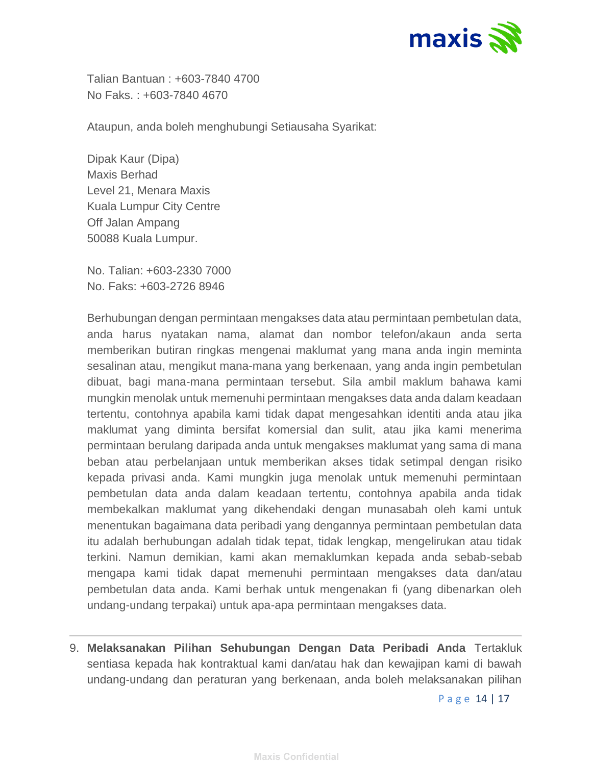Talian Bantuan : +603-7840 4700
No Faks. : +603-7840 4670

Ataupun, anda boleh menghubungi Setiausaha Syarikat:

Dipak Kaur (Dipa)
Maxis Berhad
Level 21, Menara Maxis
Kuala Lumpur City Centre
Off Jalan Ampang
50088 Kuala Lumpur.

No. Talian: +603-2330 7000
No. Faks: +603-2726 8946

Berhubungan dengan permintaan mengakses data atau permintaan pembetulan data, anda harus nyatakan nama, alamat dan nombor telefon/akaun anda serta memberikan butiran ringkas mengenai maklumat yang mana anda ingin meminta sesalinan atau, mengikut mana-mana yang berkenaan, yang anda ingin pembetulan dibuat, bagi mana-mana permintaan tersebut. Sila ambil maklum bahawa kami mungkin menolak untuk memenuhi permintaan mengakses data anda dalam keadaan tertentu, contohnya apabila kami tidak dapat mengesahkan identiti anda atau jika maklumat yang diminta bersifat komersial dan sulit, atau jika kami menerima permintaan berulang daripada anda untuk mengakses maklumat yang sama di mana beban atau perbelanjaan untuk memberikan akses tidak setimpal dengan risiko kepada privasi anda. Kami mungkin juga menolak untuk memenuhi permintaan pembetulan data anda dalam keadaan tertentu, contohnya apabila anda tidak membekalkan maklumat yang dikehendaki dengan munasabah oleh kami untuk menentukan bagaimana data peribadi yang dengannya permintaan pembetulan data itu adalah berhubungan adalah tidak tepat, tidak lengkap, mengelirukan atau tidak terkini. Namun demikian, kami akan memaklumkan kepada anda sebab-sebab mengapa kami tidak dapat memenuhi permintaan mengakses data dan/atau pembetulan data anda. Kami berhak untuk mengenakan fi (yang dibenarkan oleh undang-undang terpakai) untuk apa-apa permintaan mengakses data.

---

9. **Melaksanakan Pilihan Sehubungan Dengan Data Peribadi Anda** Tertakluk sentiasa kepada hak kontraktual kami dan/atau hak dan kewajipan kami di bawah undang-undang dan peraturan yang berkenaan, anda boleh melaksanakan pilihan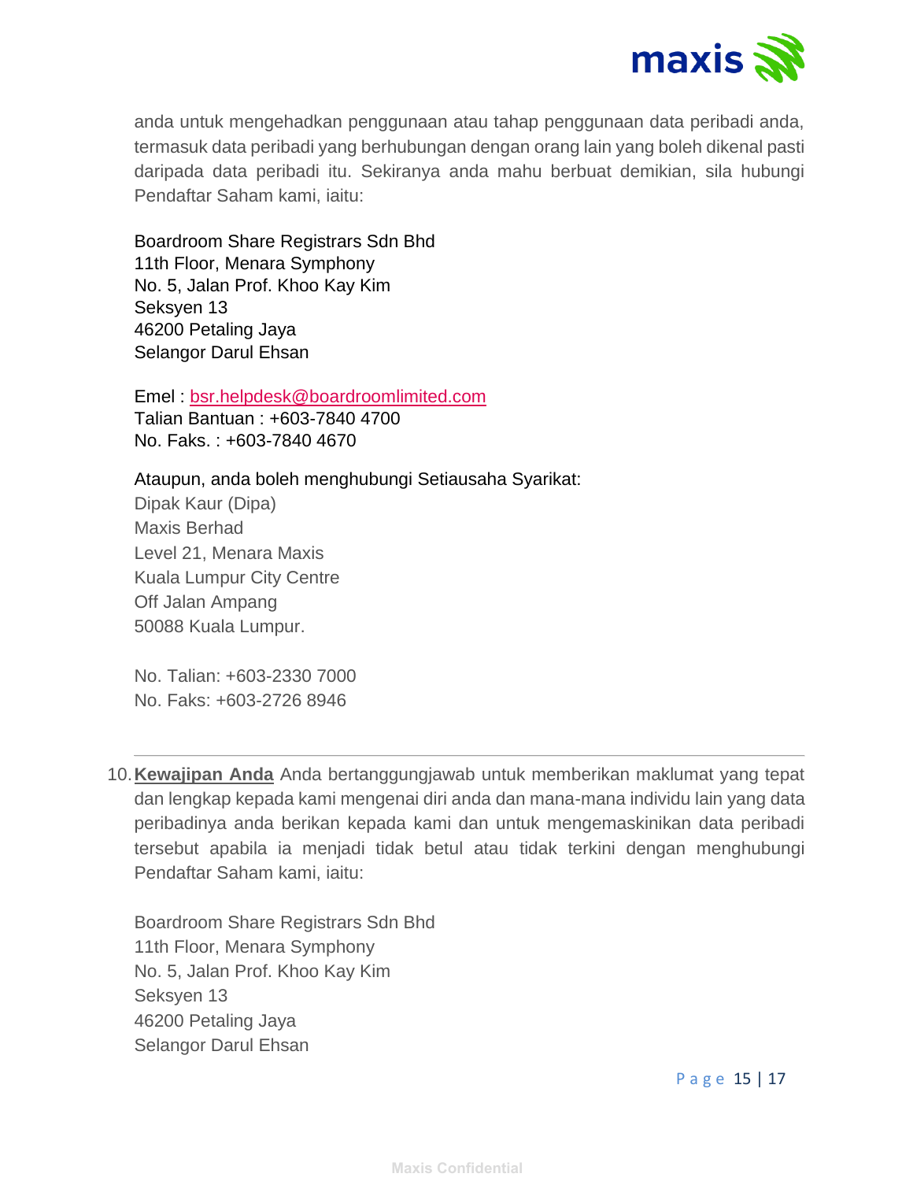anda untuk mengehadkan penggunaan atau tahap penggunaan data peribadi anda, termasuk data peribadi yang berhubungan dengan orang lain yang boleh dikenal pasti daripada data peribadi itu. Sekiranya anda mahu berbuat demikian, sila hubungi Pendaftar Saham kami, iaitu:

Boardroom Share Registrars Sdn Bhd
11th Floor, Menara Symphony
No. 5, Jalan Prof. Khoo Kay Kim
Seksyen 13
46200 Petaling Jaya
Selangor Darul Ehsan

Emel : bsr.helpdesk@boardroomlimited.com
Talian Bantuan : +603-7840 4700
No. Faks. : +603-7840 4670

Ataupun, anda boleh menghubungi Setiausaha Syarikat:
Dipak Kaur (Dipa)
Maxis Berhad
Level 21, Menara Maxis
Kuala Lumpur City Centre
Off Jalan Ampang
50088 Kuala Lumpur.

No. Talian: +603-2330 7000
No. Faks: +603-2726 8946

---

10. **Kewajipan Anda** Anda bertanggungjawab untuk memberikan maklumat yang tepat dan lengkap kepada kami mengenai diri anda dan mana-mana individu lain yang data peribadinya anda berikan kepada kami dan untuk mengemaskinikan data peribadi tersebut apabila ia menjadi tidak betul atau tidak terkini dengan menghubungi Pendaftar Saham kami, iaitu:

    Boardroom Share Registrars Sdn Bhd
    11th Floor, Menara Symphony
    No. 5, Jalan Prof. Khoo Kay Kim
    Seksyen 13
    46200 Petaling Jaya
    Selangor Darul Ehsan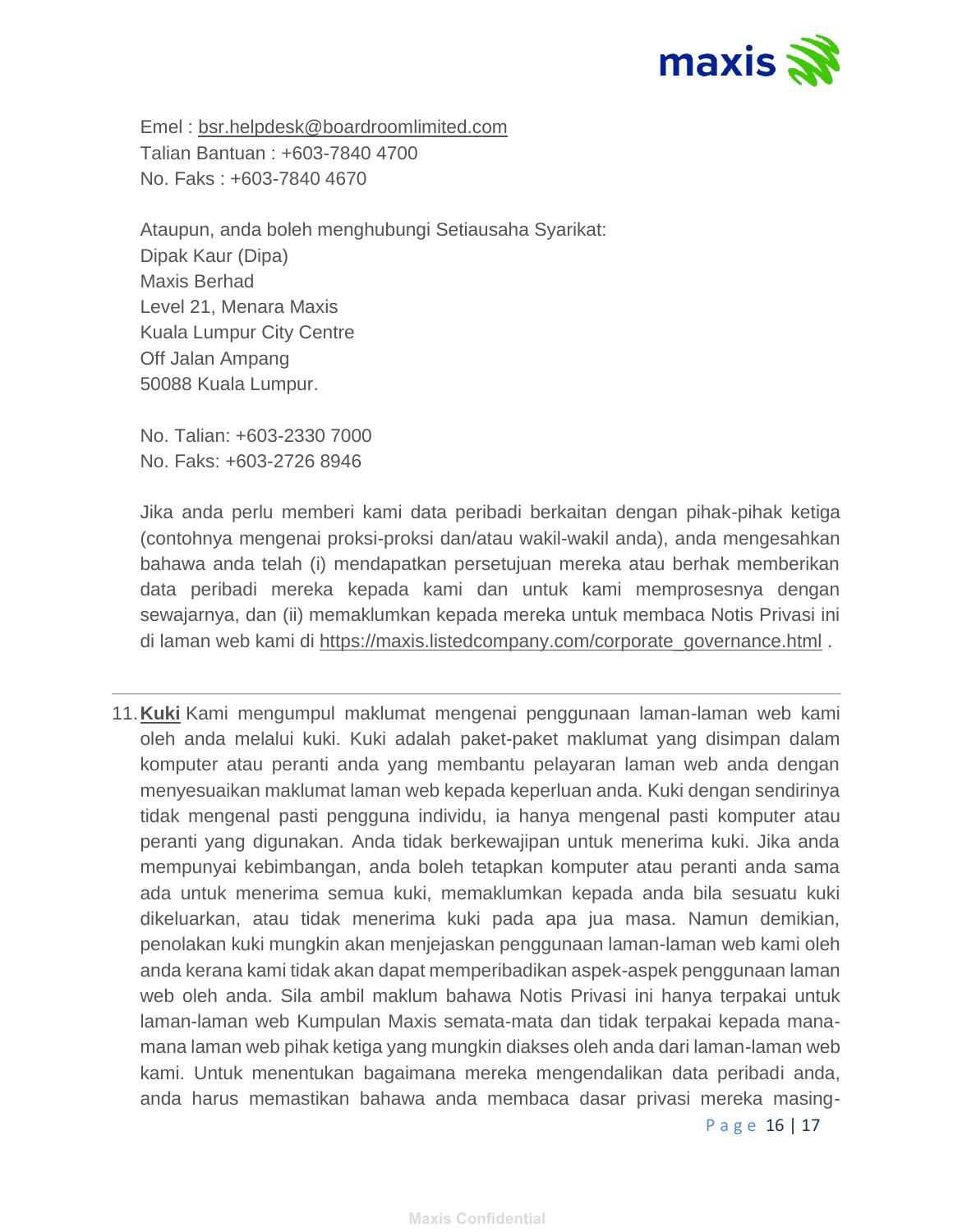Emel : bsr.helpdesk@boardroomlimited.com
Talian Bantuan : +603-7840 4700
No. Faks : +603-7840 4670

Ataupun, anda boleh menghubungi Setiausaha Syarikat:
Dipak Kaur (Dipa)
Maxis Berhad
Level 21, Menara Maxis
Kuala Lumpur City Centre
Off Jalan Ampang
50088 Kuala Lumpur.

No. Talian: +603-2330 7000
No. Faks: +603-2726 8946

Jika anda perlu memberi kami data peribadi berkaitan dengan pihak-pihak ketiga (contohnya mengenai proksi-proksi dan/atau wakil-wakil anda), anda mengesahkan bahawa anda telah (i) mendapatkan persetujuan mereka atau berhak memberikan data peribadi mereka kepada kami dan untuk kami memprosesnya dengan sewajarnya, dan (ii) memaklumkan kepada mereka untuk membaca Notis Privasi ini di laman web kami di https://maxis.listedcompany.com/corporate_governance.html .

---

11. **Kuki** Kami mengumpul maklumat mengenai penggunaan laman-laman web kami oleh anda melalui kuki. Kuki adalah paket-paket maklumat yang disimpan dalam komputer atau peranti anda yang membantu pelayaran laman web anda dengan menyesuaikan maklumat laman web kepada keperluan anda. Kuki dengan sendirinya tidak mengenal pasti pengguna individu, ia hanya mengenal pasti komputer atau peranti yang digunakan. Anda tidak berkewajipan untuk menerima kuki. Jika anda mempunyai kebimbangan, anda boleh tetapkan komputer atau peranti anda sama ada untuk menerima semua kuki, memaklumkan kepada anda bila sesuatu kuki dikeluarkan, atau tidak menerima kuki pada apa jua masa. Namun demikian, penolakan kuki mungkin akan menjejaskan penggunaan laman-laman web kami oleh anda kerana kami tidak akan dapat memperibadikan aspek-aspek penggunaan laman web oleh anda. Sila ambil maklum bahawa Notis Privasi ini hanya terpakai untuk laman-laman web Kumpulan Maxis semata-mata dan tidak terpakai kepada mana-mana laman web pihak ketiga yang mungkin diakses oleh anda dari laman-laman web kami. Untuk menentukan bagaimana mereka mengendalikan data peribadi anda, anda harus memastikan bahawa anda membaca dasar privasi mereka masing-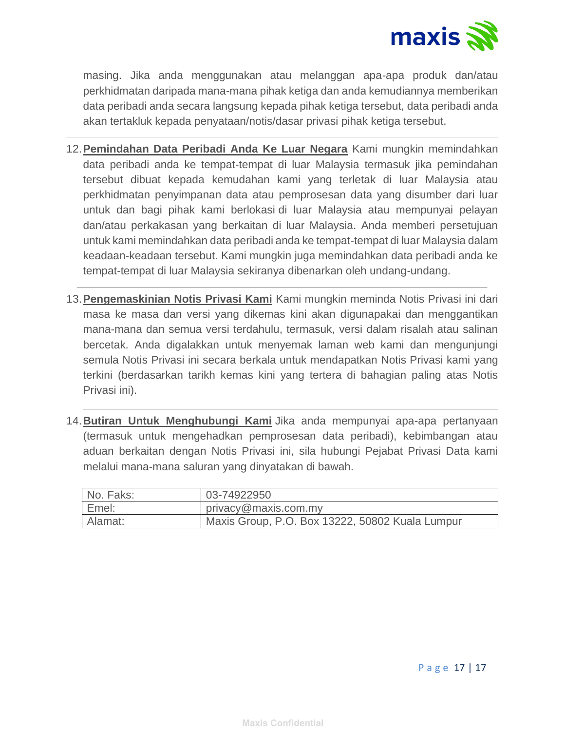masing. Jika anda menggunakan atau melanggan apa-apa produk dan/atau perkhidmatan daripada mana-mana pihak ketiga dan anda kemudiannya memberikan data peribadi anda secara langsung kepada pihak ketiga tersebut, data peribadi anda akan tertakluk kepada penyataan/notis/dasar privasi pihak ketiga tersebut.

---

12. **Pemindahan Data Peribadi Anda Ke Luar Negara** Kami mungkin memindahkan data peribadi anda ke tempat-tempat di luar Malaysia termasuk jika pemindahan tersebut dibuat kepada kemudahan kami yang terletak di luar Malaysia atau perkhidmatan penyimpanan data atau pemprosesan data yang disumber dari luar untuk dan bagi pihak kami berlokasi di luar Malaysia atau mempunyai pelayan dan/atau perkakasan yang berkaitan di luar Malaysia. Anda memberi persetujuan untuk kami memindahkan data peribadi anda ke tempat-tempat di luar Malaysia dalam keadaan-keadaan tersebut. Kami mungkin juga memindahkan data peribadi anda ke tempat-tempat di luar Malaysia sekiranya dibenarkan oleh undang-undang.

---

13. **Pengemaskinian Notis Privasi Kami** Kami mungkin meminda Notis Privasi ini dari masa ke masa dan versi yang dikemas kini akan digunapakai dan menggantikan mana-mana dan semua versi terdahulu, termasuk, versi dalam risalah atau salinan bercetak. Anda digalakkan untuk menyemak laman web kami dan mengunjungi semula Notis Privasi ini secara berkala untuk mendapatkan Notis Privasi kami yang terkini (berdasarkan tarikh kemas kini yang tertera di bahagian paling atas Notis Privasi ini).

---

14. **Butiran Untuk Menghubungi Kami** Jika anda mempunyai apa-apa pertanyaan (termasuk untuk mengehadkan pemprosesan data peribadi), kebimbangan atau aduan berkaitan dengan Notis Privasi ini, sila hubungi Pejabat Privasi Data kami melalui mana-mana saluran yang dinyatakan di bawah.

| | |
|---|---|
| No. Faks: | 03-74922950 |
| Emel: | privacy@maxis.com.my |
| Alamat: | Maxis Group, P.O. Box 13222, 50802 Kuala Lumpur |